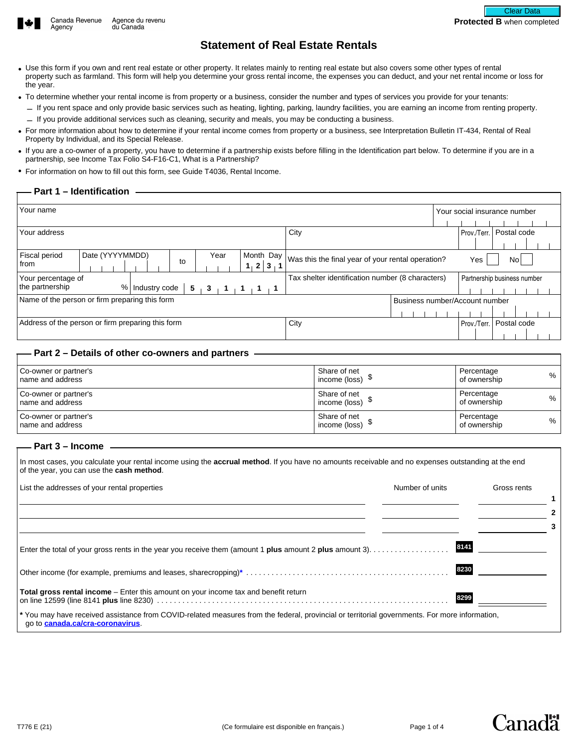Canada Revenue Agency / Agence du revenu du Canada

**Protected B** when completed

# Statement of Real Estate Rentals

- Use this form if you own and rent real estate or other property. It relates mainly to renting real estate but also covers some other types of rental property such as farmland. This form will help you determine your gross rental income, the expenses you can deduct, and your net rental income or loss for the year.
- To determine whether your rental income is from property or a business, consider the number and types of services you provide for your tenants:
  - If you rent space and only provide basic services such as heating, lighting, parking, laundry facilities, you are earning an income from renting property.
  - If you provide additional services such as cleaning, security and meals, you may be conducting a business.
- For more information about how to determine if your rental income comes from property or a business, see Interpretation Bulletin IT-434, Rental of Real Property by Individual, and its Special Release.
- If you are a co-owner of a property, you have to determine if a partnership exists before filling in the Identification part below. To determine if you are in a partnership, see Income Tax Folio S4-F16-C1, What is a Partnership?
- For information on how to fill out this form, see Guide T4036, Rental Income.

## Part 1 – Identification

| | | | |
|---|---|---|---|
| Your name | | | Your social insurance number |
| Your address | City | Prov./Terr. | Postal code |
| Fiscal period from Date (YYYYMMDD) to Year Month Day 1 2 3 1 | Was this the final year of your rental operation? Yes ☐ No ☐ | | |
| Your percentage of the partnership % Industry code 5 3 1 1 1 1 | Tax shelter identification number (8 characters) | Partnership business number | |
| Name of the person or firm preparing this form | | Business number/Account number | |
| Address of the person or firm preparing this form | City | Prov./Terr. | Postal code |

## Part 2 – Details of other co-owners and partners

| Co-owner or partner's name and address | Share of net income (loss) $ | Percentage of ownership % |
|---|---|---|
| Co-owner or partner's name and address | Share of net income (loss) $ | Percentage of ownership % |
| Co-owner or partner's name and address | Share of net income (loss) $ | Percentage of ownership % |

## Part 3 – Income

In most cases, you calculate your rental income using the **accrual method**. If you have no amounts receivable and no expenses outstanding at the end of the year, you can use the **cash method**.

| List the addresses of your rental properties | Number of units | Gross rents | |
|---|---|---|---|
| | | | 1 |
| | | | 2 |
| | | | 3 |

Enter the total of your gross rents in the year you receive them (amount 1 **plus** amount 2 **plus** amount 3) . . . . . . . . . . 8141 ______

Other income (for example, premiums and leases, sharecropping)* . . . . . . . . . . 8230 ______

**Total gross rental income** – Enter this amount on your income tax and benefit return on line 12599 (line 8141 **plus** line 8230) . . . . . . . . . . 8299 ______

\* You may have received assistance from COVID-related measures from the federal, provincial or territorial governments. For more information, go to **canada.ca/cra-coronavirus**.

T776 E (21) (Ce formulaire est disponible en français.)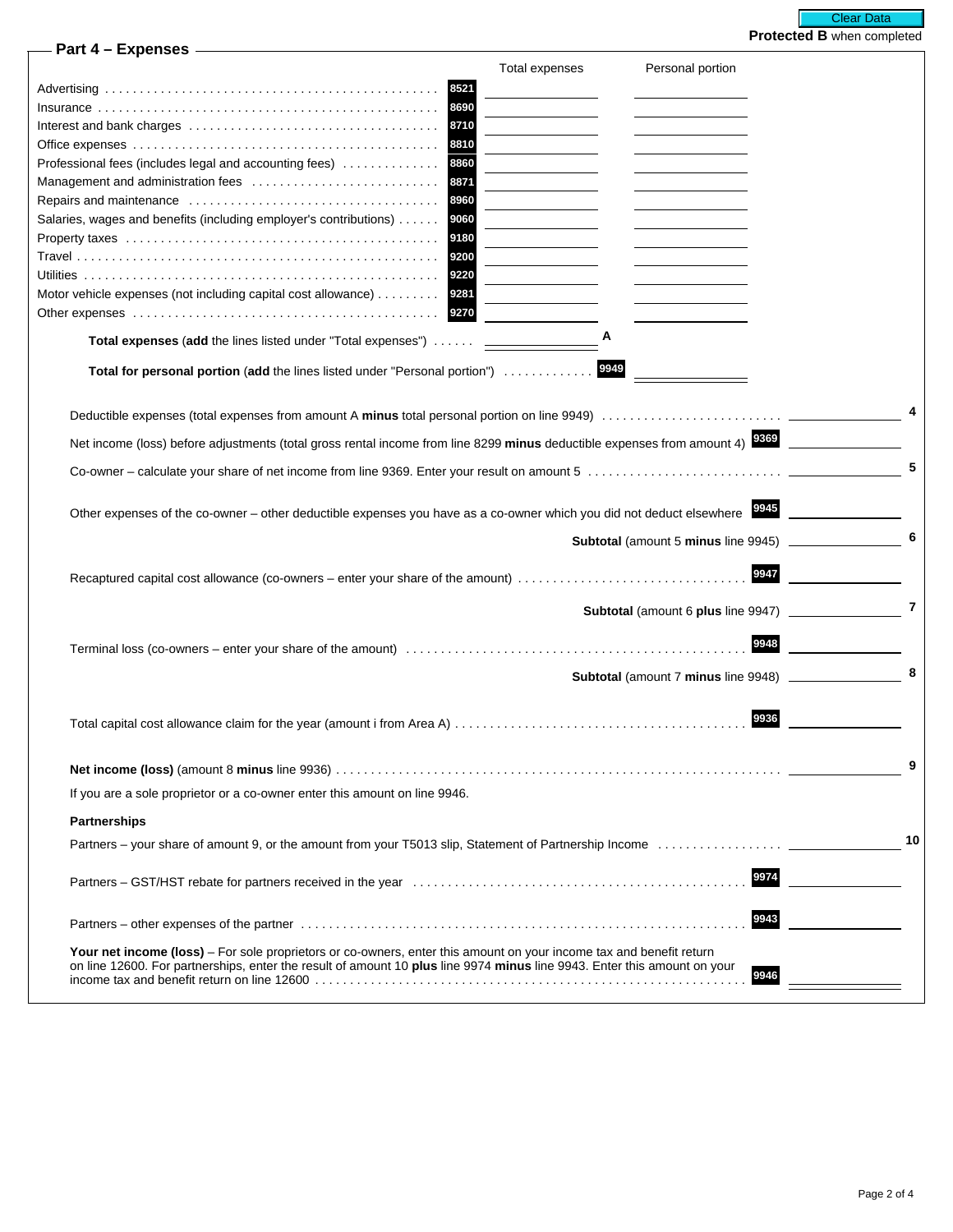Protected B when completed

## Part 4 – Expenses

| | Line | Total expenses | Personal portion |
|---|---|---|---|
| Advertising | 8521 | | |
| Insurance | 8690 | | |
| Interest and bank charges | 8710 | | |
| Office expenses | 8810 | | |
| Professional fees (includes legal and accounting fees) | 8860 | | |
| Management and administration fees | 8871 | | |
| Repairs and maintenance | 8960 | | |
| Salaries, wages and benefits (including employer's contributions) | 9060 | | |
| Property taxes | 9180 | | |
| Travel | 9200 | | |
| Utilities | 9220 | | |
| Motor vehicle expenses (not including capital cost allowance) | 9281 | | |
| Other expenses | 9270 | | |
| **Total expenses** (**add** the lines listed under "Total expenses") | | A | |
| **Total for personal portion** (**add** the lines listed under "Personal portion") | 9949 | | |

| | Line | Amount | |
|---|---|---|---|
| Deductible expenses (total expenses from amount A **minus** total personal portion on line 9949) | | | 4 |
| Net income (loss) before adjustments (total gross rental income from line 8299 **minus** deductible expenses from amount 4) | 9369 | | |
| Co-owner – calculate your share of net income from line 9369. Enter your result on amount 5 | | | 5 |
| Other expenses of the co-owner – other deductible expenses you have as a co-owner which you did not deduct elsewhere | 9945 | | |
| **Subtotal** (amount 5 **minus** line 9945) | | | 6 |
| Recaptured capital cost allowance (co-owners – enter your share of the amount) | 9947 | | |
| **Subtotal** (amount 6 **plus** line 9947) | | | 7 |
| Terminal loss (co-owners – enter your share of the amount) | 9948 | | |
| **Subtotal** (amount 7 **minus** line 9948) | | | 8 |
| Total capital cost allowance claim for the year (amount i from Area A) | 9936 | | |
| **Net income (loss)** (amount 8 **minus** line 9936) | | | 9 |

If you are a sole proprietor or a co-owner enter this amount on line 9946.

**Partnerships**

| | Line | Amount | |
|---|---|---|---|
| Partners – your share of amount 9, or the amount from your T5013 slip, Statement of Partnership Income | | | 10 |
| Partners – GST/HST rebate for partners received in the year | 9974 | | |
| Partners – other expenses of the partner | 9943 | | |
| **Your net income (loss)** – For sole proprietors or co-owners, enter this amount on your income tax and benefit return on line 12600. For partnerships, enter the result of amount 10 **plus** line 9974 **minus** line 9943. Enter this amount on your income tax and benefit return on line 12600 | 9946 | | |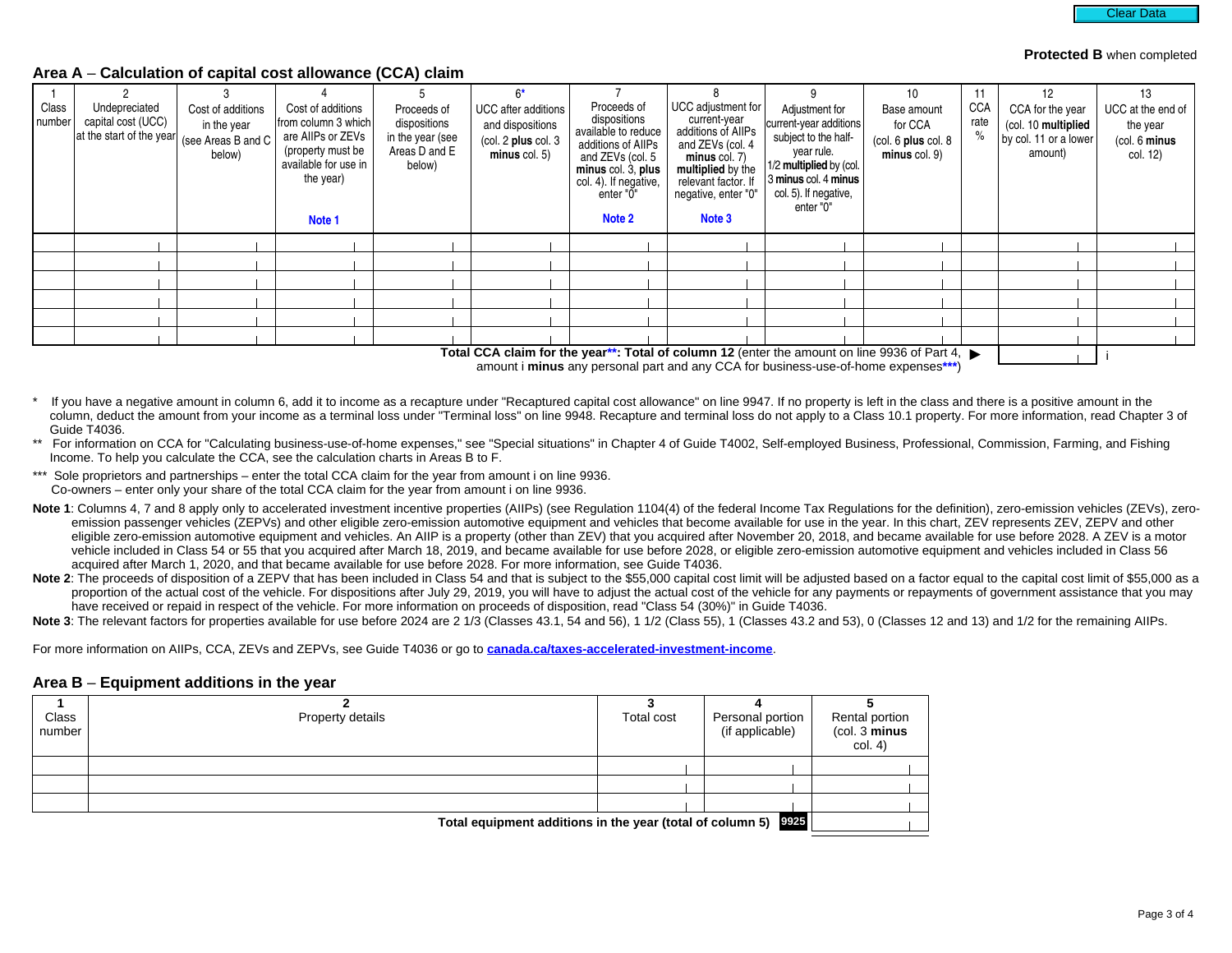Clear Data

**Protected B** when completed

## Area A – Calculation of capital cost allowance (CCA) claim

| 1<br>Class number | 2<br>Undepreciated capital cost (UCC) at the start of the year | 3<br>Cost of additions in the year (see Areas B and C below) | 4<br>Cost of additions from column 3 which are AIIPs or ZEVs (property must be available for use in the year)<br>**Note 1** | 5<br>Proceeds of dispositions in the year (see Areas D and E below) | 6*<br>UCC after additions and dispositions (col. 2 **plus** col. 3 **minus** col. 5) | 7<br>Proceeds of dispositions available to reduce additions of AIIPs and ZEVs (col. 5 **minus** col. 3, **plus** col. 4). If negative, enter "0"<br>**Note 2** | 8<br>UCC adjustment for current-year additions of AIIPs and ZEVs (col. 4 **minus** col. 7) **multiplied** by the relevant factor. If negative, enter "0"<br>**Note 3** | 9<br>Adjustment for current-year additions subject to the half-year rule. 1/2 **multiplied** by (col. 3 **minus** col. 4 **minus** col. 5). If negative, enter "0" | 10<br>Base amount for CCA (col. 6 **plus** col. 8 **minus** col. 9) | 11<br>CCA rate % | 12<br>CCA for the year (col. 10 **multiplied** by col. 11 or a lower amount) | 13<br>UCC at the end of the year (col. 6 **minus** col. 12) |
|---|---|---|---|---|---|---|---|---|---|---|---|---|
| | | | | | | | | | | | | |
| | | | | | | | | | | | | |
| | | | | | | | | | | | | |
| | | | | | | | | | | | | |
| | | | | | | | | | | | | |
| | | | | | | | | | | | | |

**Total CCA claim for the year\*\*: Total of column 12** (enter the amount on line 9936 of Part 4, amount i **minus** any personal part and any CCA for business-use-of-home expenses\*\*\*) ▶ ____ i

\* If you have a negative amount in column 6, add it to income as a recapture under "Recaptured capital cost allowance" on line 9947. If no property is left in the class and there is a positive amount in the column, deduct the amount from your income as a terminal loss under "Terminal loss" on line 9948. Recapture and terminal loss do not apply to a Class 10.1 property. For more information, read Chapter 3 of Guide T4036.

\*\* For information on CCA for "Calculating business-use-of-home expenses," see "Special situations" in Chapter 4 of Guide T4002, Self-employed Business, Professional, Commission, Farming, and Fishing Income. To help you calculate the CCA, see the calculation charts in Areas B to F.

\*\*\* Sole proprietors and partnerships – enter the total CCA claim for the year from amount i on line 9936.
Co-owners – enter only your share of the total CCA claim for the year from amount i on line 9936.

**Note 1**: Columns 4, 7 and 8 apply only to accelerated investment incentive properties (AIIPs) (see Regulation 1104(4) of the federal Income Tax Regulations for the definition), zero-emission vehicles (ZEVs), zero-emission passenger vehicles (ZEPVs) and other eligible zero-emission automotive equipment and vehicles that become available for use in the year. In this chart, ZEV represents ZEV, ZEPV and other eligible zero-emission automotive equipment and vehicles. An AIIP is a property (other than ZEV) that you acquired after November 20, 2018, and became available for use before 2028. A ZEV is a motor vehicle included in Class 54 or 55 that you acquired after March 18, 2019, and became available for use before 2028, or eligible zero-emission automotive equipment and vehicles included in Class 56 acquired after March 1, 2020, and that became available for use before 2028. For more information, see Guide T4036.

**Note 2**: The proceeds of disposition of a ZEPV that has been included in Class 54 and that is subject to the $55,000 capital cost limit will be adjusted based on a factor equal to the capital cost limit of $55,000 as a proportion of the actual cost of the vehicle. For dispositions after July 29, 2019, you will have to adjust the actual cost of the vehicle for any payments or repayments of government assistance that you may have received or repaid in respect of the vehicle. For more information on proceeds of disposition, read "Class 54 (30%)" in Guide T4036.

**Note 3**: The relevant factors for properties available for use before 2024 are 2 1/3 (Classes 43.1, 54 and 56), 1 1/2 (Class 55), 1 (Classes 43.2 and 53), 0 (Classes 12 and 13) and 1/2 for the remaining AIIPs.

For more information on AIIPs, CCA, ZEVs and ZEPVs, see Guide T4036 or go to **canada.ca/taxes-accelerated-investment-income**.

## Area B – Equipment additions in the year

| 1<br>Class number | 2<br>Property details | 3<br>Total cost | 4<br>Personal portion (if applicable) | 5<br>Rental portion (col. 3 **minus** col. 4) |
|---|---|---|---|---|
| | | | | |
| | | | | |
| | | | | |
| | | | **Total equipment additions in the year (total of column 5)** 9925 | |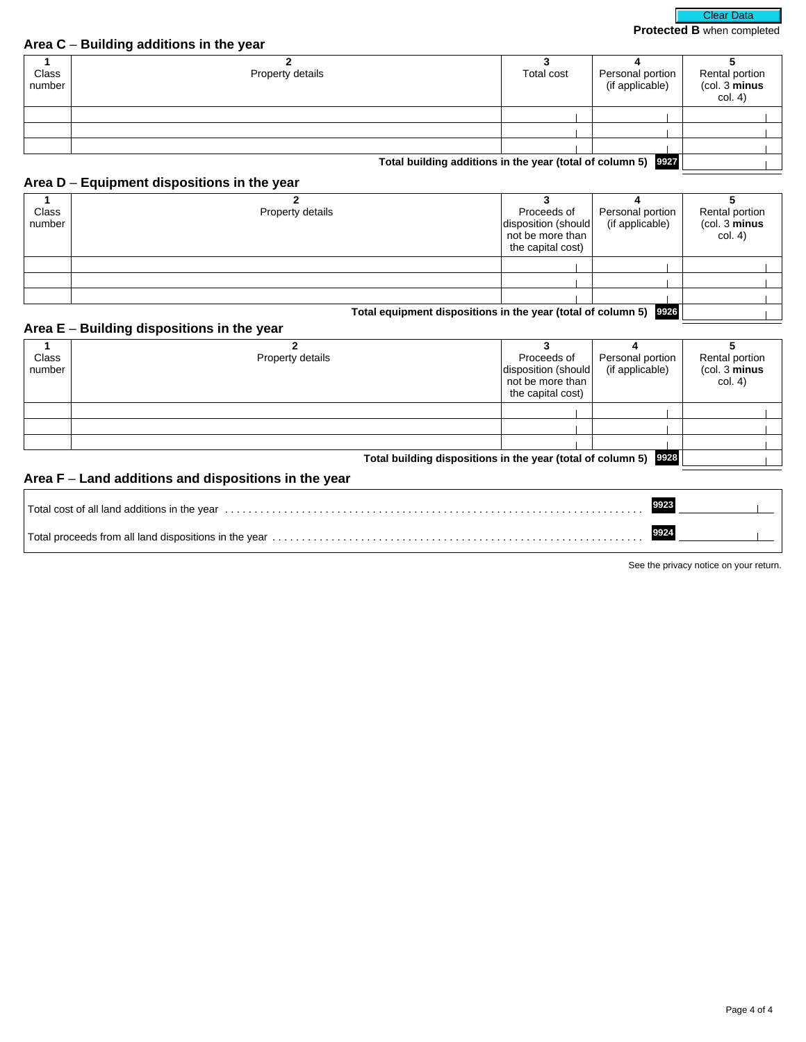Protected B when completed

## Area C – Building additions in the year

| 1<br>Class number | 2<br>Property details | 3<br>Total cost | 4<br>Personal portion (if applicable) | 5<br>Rental portion (col. 3 **minus** col. 4) |
|---|---|---|---|---|
| | | | | |
| | | | | |
| | | | | |
| | | | **Total building additions in the year (total of column 5) 9927** | |

## Area D – Equipment dispositions in the year

| 1<br>Class number | 2<br>Property details | 3<br>Proceeds of disposition (should not be more than the capital cost) | 4<br>Personal portion (if applicable) | 5<br>Rental portion (col. 3 **minus** col. 4) |
|---|---|---|---|---|
| | | | | |
| | | | | |
| | | | | |
| | | | **Total equipment dispositions in the year (total of column 5) 9926** | |

## Area E – Building dispositions in the year

| 1<br>Class number | 2<br>Property details | 3<br>Proceeds of disposition (should not be more than the capital cost) | 4<br>Personal portion (if applicable) | 5<br>Rental portion (col. 3 **minus** col. 4) |
|---|---|---|---|---|
| | | | | |
| | | | | |
| | | | | |
| | | | **Total building dispositions in the year (total of column 5) 9928** | |

## Area F – Land additions and dispositions in the year

Total cost of all land additions in the year . . . . . . . . . . . . . . . . . . . . . . . . . . . . . . . . . . . . . . . . . . . . . . . . . . . . . . . . . . . . . . . . . . . . . . . **9923** ____________

Total proceeds from all land dispositions in the year . . . . . . . . . . . . . . . . . . . . . . . . . . . . . . . . . . . . . . . . . . . . . . . . . . . . . . . . . . . . . . . . . **9924** ____________

See the privacy notice on your return.